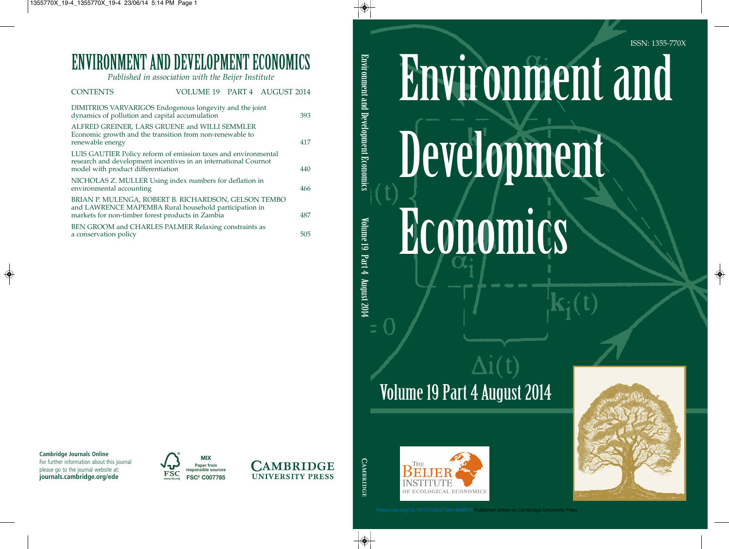# ENVIRONMENT AND DEVELOPMENT ECONOMICS

*Published in association with the Beijer Institute*

CONTENTS VOLUME 19 PART 4 AUGUST 2014

| | |
|---|---|
| DIMITRIOS VARVARIGOS Endogenous longevity and the joint dynamics of pollution and capital accumulation | 393 |
| ALFRED GREINER, LARS GRUENE and WILLI SEMMLER Economic growth and the transition from non-renewable to renewable energy | 417 |
| LUIS GAUTIER Policy reform of emission taxes and environmental research and development incentives in an international Cournot model with product differentiation | 440 |
| NICHOLAS Z. MULLER Using index numbers for deflation in environmental accounting | 466 |
| BRIAN P. MULENGA, ROBERT B. RICHARDSON, GELSON TEMBO and LAWRENCE MAPEMBA Rural household participation in markets for non-timber forest products in Zambia | 487 |
| BEN GROOM and CHARLES PALMER Relaxing constraints as a conservation policy | 505 |

**Cambridge Journals Online**
For further information about this journal please go to the journal website at:
**journals.cambridge.org/ede**

MIX
Paper from responsible sources
FSC® C007785

CAMBRIDGE UNIVERSITY PRESS

ISSN: 1355-770X

# Environment and Development Economics

Volume 19 Part 4 August 2014

CAMBRIDGE

THE BEIJER INSTITUTE OF ECOLOGICAL ECONOMICS

https://doi.org/10.1017/S1355770X14000515 Published online by Cambridge University Press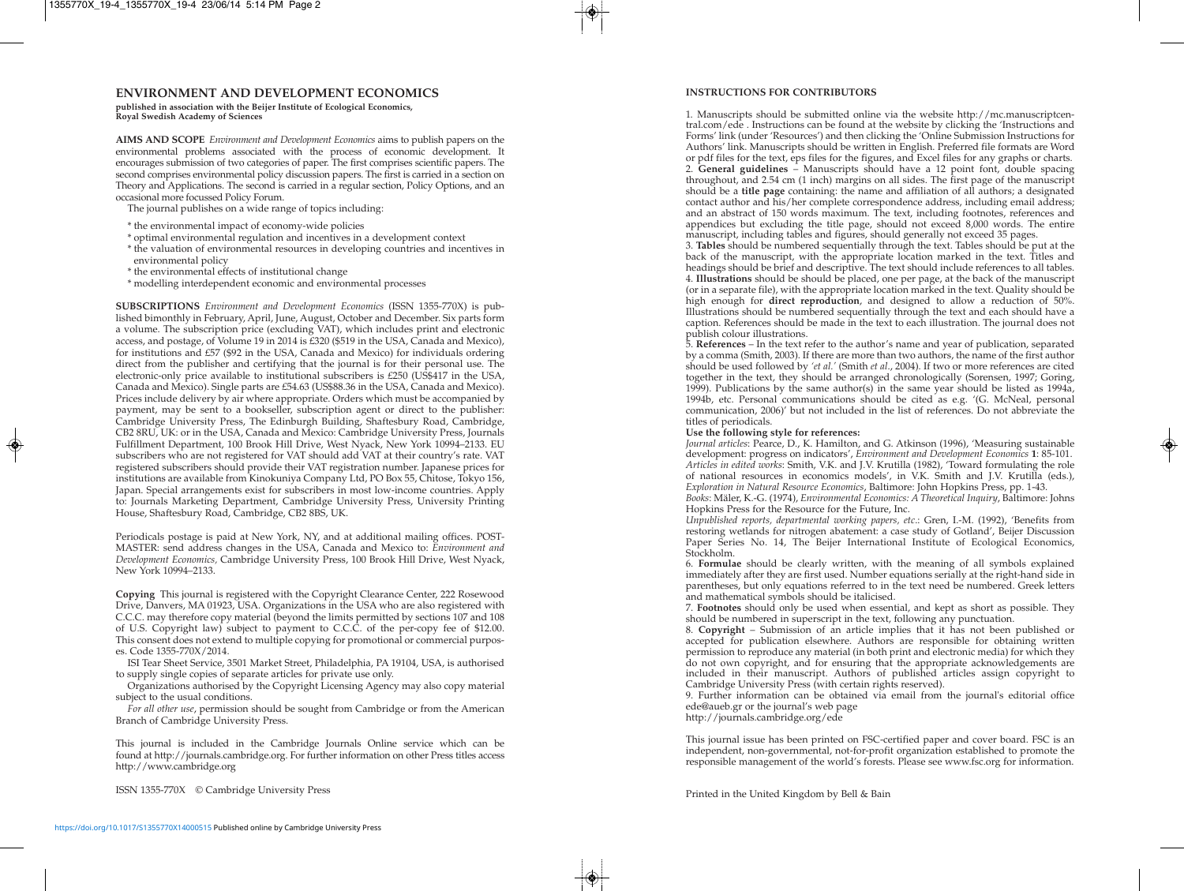# ENVIRONMENT AND DEVELOPMENT ECONOMICS

**published in association with the Beijer Institute of Ecological Economics, Royal Swedish Academy of Sciences**

**AIMS AND SCOPE** *Environment and Development Economics* aims to publish papers on the environmental problems associated with the process of economic development. It encourages submission of two categories of paper. The first comprises scientific papers. The second comprises environmental policy discussion papers. The first is carried in a section on Theory and Applications. The second is carried in a regular section, Policy Options, and an occasional more focussed Policy Forum.

The journal publishes on a wide range of topics including:

* the environmental impact of economy-wide policies
* optimal environmental regulation and incentives in a development context
* the valuation of environmental resources in developing countries and incentives in environmental policy
* the environmental effects of institutional change
* modelling interdependent economic and environmental processes

**SUBSCRIPTIONS** *Environment and Development Economics* (ISSN 1355-770X) is published bimonthly in February, April, June, August, October and December. Six parts form a volume. The subscription price (excluding VAT), which includes print and electronic access, and postage, of Volume 19 in 2014 is £320 ($519 in the USA, Canada and Mexico), for institutions and £57 ($92 in the USA, Canada and Mexico) for individuals ordering direct from the publisher and certifying that the journal is for their personal use. The electronic-only price available to institutional subscribers is £250 (US$417 in the USA, Canada and Mexico). Single parts are £54.63 (US$88.36 in the USA, Canada and Mexico). Prices include delivery by air where appropriate. Orders which must be accompanied by payment, may be sent to a bookseller, subscription agent or direct to the publisher: Cambridge University Press, The Edinburgh Building, Shaftesbury Road, Cambridge, CB2 8RU, UK: or in the USA, Canada and Mexico: Cambridge University Press, Journals Fulfillment Department, 100 Brook Hill Drive, West Nyack, New York 10994–2133. EU subscribers who are not registered for VAT should add VAT at their country's rate. VAT registered subscribers should provide their VAT registration number. Japanese prices for institutions are available from Kinokuniya Company Ltd, PO Box 55, Chitose, Tokyo 156, Japan. Special arrangements exist for subscribers in most low-income countries. Apply to: Journals Marketing Department, Cambridge University Press, University Printing House, Shaftesbury Road, Cambridge, CB2 8BS, UK.

Periodicals postage is paid at New York, NY, and at additional mailing offices. POSTMASTER: send address changes in the USA, Canada and Mexico to: *Environment and Development Economics,* Cambridge University Press, 100 Brook Hill Drive, West Nyack, New York 10994–2133.

**Copying** This journal is registered with the Copyright Clearance Center, 222 Rosewood Drive, Danvers, MA 01923, USA. Organizations in the USA who are also registered with C.C.C. may therefore copy material (beyond the limits permitted by sections 107 and 108 of U.S. Copyright law) subject to payment to C.C.C. of the per-copy fee of $12.00. This consent does not extend to multiple copying for promotional or commercial purposes. Code 1355-770X/2014.

ISI Tear Sheet Service, 3501 Market Street, Philadelphia, PA 19104, USA, is authorised to supply single copies of separate articles for private use only.

Organizations authorised by the Copyright Licensing Agency may also copy material subject to the usual conditions.

*For all other use*, permission should be sought from Cambridge or from the American Branch of Cambridge University Press.

This journal is included in the Cambridge Journals Online service which can be found at http://journals.cambridge.org. For further information on other Press titles access http://www.cambridge.org

ISSN 1355-770X © Cambridge University Press

## INSTRUCTIONS FOR CONTRIBUTORS

1. Manuscripts should be submitted online via the website http://mc.manuscriptcentral.com/ede . Instructions can be found at the website by clicking the 'Instructions and Forms' link (under 'Resources') and then clicking the 'Online Submission Instructions for Authors' link. Manuscripts should be written in English. Preferred file formats are Word or pdf files for the text, eps files for the figures, and Excel files for any graphs or charts.
2. **General guidelines** – Manuscripts should have a 12 point font, double spacing throughout, and 2.54 cm (1 inch) margins on all sides. The first page of the manuscript should be a **title page** containing: the name and affiliation of all authors; a designated contact author and his/her complete correspondence address, including email address; and an abstract of 150 words maximum. The text, including footnotes, references and appendices but excluding the title page, should not exceed 8,000 words. The entire manuscript, including tables and figures, should generally not exceed 35 pages.
3. **Tables** should be numbered sequentially through the text. Tables should be put at the back of the manuscript, with the appropriate location marked in the text. Titles and headings should be brief and descriptive. The text should include references to all tables.
4. **Illustrations** should be should be placed, one per page, at the back of the manuscript (or in a separate file), with the appropriate location marked in the text. Quality should be high enough for **direct reproduction**, and designed to allow a reduction of 50%. Illustrations should be numbered sequentially through the text and each should have a caption. References should be made in the text to each illustration. The journal does not publish colour illustrations.
5. **References** – In the text refer to the author's name and year of publication, separated by a comma (Smith, 2003). If there are more than two authors, the name of the first author should be used followed by *'et al.'* (Smith *et al.*, 2004). If two or more references are cited together in the text, they should be arranged chronologically (Sorensen, 1997; Goring, 1999). Publications by the same author(s) in the same year should be listed as 1994a, 1994b, etc. Personal communications should be cited as e.g. '(G. McNeal, personal communication, 2006)' but not included in the list of references. Do not abbreviate the titles of periodicals.

**Use the following style for references:**

*Journal articles*: Pearce, D., K. Hamilton, and G. Atkinson (1996), 'Measuring sustainable development: progress on indicators', *Environment and Development Economics* **1**: 85-101.

*Articles in edited works*: Smith, V.K. and J.V. Krutilla (1982), 'Toward formulating the role of national resources in economics models', in V.K. Smith and J.V. Krutilla (eds.), *Exploration in Natural Resource Economics*, Baltimore: John Hopkins Press, pp. 1-43.

*Books*: Mäler, K.-G. (1974), *Environmental Economics: A Theoretical Inquiry*, Baltimore: Johns Hopkins Press for the Resource for the Future, Inc.

*Unpublished reports, departmental working papers, etc.*: Gren, I.-M. (1992), 'Benefits from restoring wetlands for nitrogen abatement: a case study of Gotland', Beijer Discussion Paper Series No. 14, The Beijer International Institute of Ecological Economics, Stockholm.

6. **Formulae** should be clearly written, with the meaning of all symbols explained immediately after they are first used. Number equations serially at the right-hand side in parentheses, but only equations referred to in the text need be numbered. Greek letters and mathematical symbols should be italicised.
7. **Footnotes** should only be used when essential, and kept as short as possible. They should be numbered in superscript in the text, following any punctuation.
8. **Copyright** – Submission of an article implies that it has not been published or accepted for publication elsewhere. Authors are responsible for obtaining written permission to reproduce any material (in both print and electronic media) for which they do not own copyright, and for ensuring that the appropriate acknowledgements are included in their manuscript. Authors of published articles assign copyright to Cambridge University Press (with certain rights reserved).
9. Further information can be obtained via email from the journal's editorial office ede@aueb.gr or the journal's web page http://journals.cambridge.org/ede

This journal issue has been printed on FSC-certified paper and cover board. FSC is an independent, non-governmental, not-for-profit organization established to promote the responsible management of the world's forests. Please see www.fsc.org for information.

Printed in the United Kingdom by Bell & Bain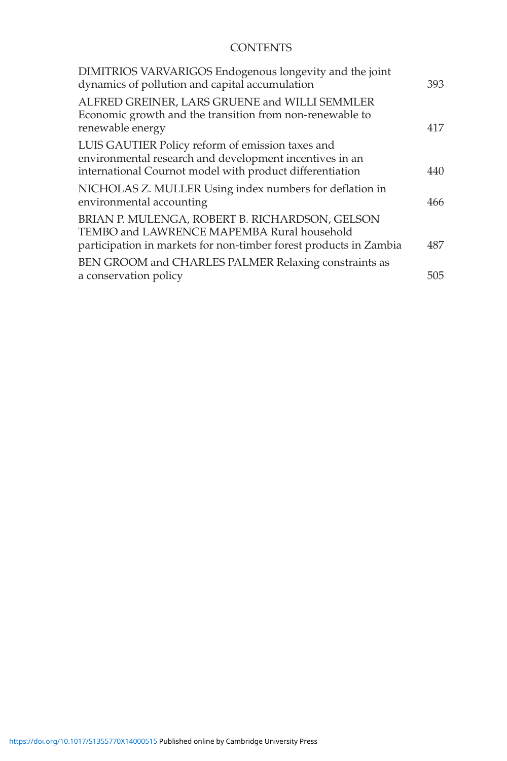# CONTENTS

| | |
|---|---|
| DIMITRIOS VARVARIGOS Endogenous longevity and the joint dynamics of pollution and capital accumulation | 393 |
| ALFRED GREINER, LARS GRUENE and WILLI SEMMLER Economic growth and the transition from non-renewable to renewable energy | 417 |
| LUIS GAUTIER Policy reform of emission taxes and environmental research and development incentives in an international Cournot model with product differentiation | 440 |
| NICHOLAS Z. MULLER Using index numbers for deflation in environmental accounting | 466 |
| BRIAN P. MULENGA, ROBERT B. RICHARDSON, GELSON TEMBO and LAWRENCE MAPEMBA Rural household participation in markets for non-timber forest products in Zambia | 487 |
| BEN GROOM and CHARLES PALMER Relaxing constraints as a conservation policy | 505 |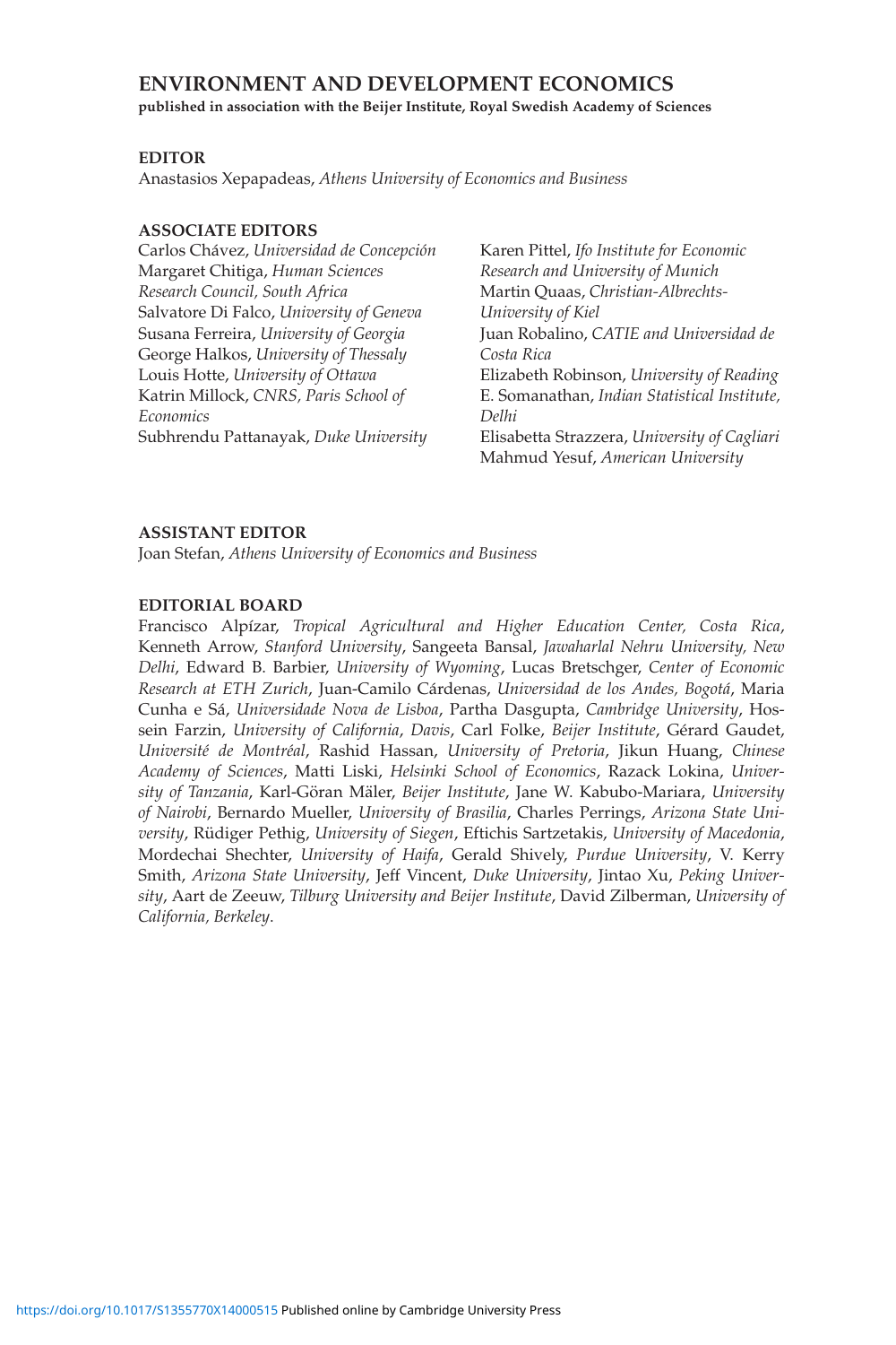# ENVIRONMENT AND DEVELOPMENT ECONOMICS

**published in association with the Beijer Institute, Royal Swedish Academy of Sciences**

## EDITOR

Anastasios Xepapadeas, *Athens University of Economics and Business*

## ASSOCIATE EDITORS

Carlos Chávez, *Universidad de Concepción*
Margaret Chitiga, *Human Sciences Research Council, South Africa*
Salvatore Di Falco, *University of Geneva*
Susana Ferreira, *University of Georgia*
George Halkos, *University of Thessaly*
Louis Hotte, *University of Ottawa*
Katrin Millock, *CNRS, Paris School of Economics*
Subhrendu Pattanayak, *Duke University*
Karen Pittel, *Ifo Institute for Economic Research and University of Munich*
Martin Quaas, *Christian-Albrechts-University of Kiel*
Juan Robalino, *CATIE and Universidad de Costa Rica*
Elizabeth Robinson, *University of Reading*
E. Somanathan, *Indian Statistical Institute, Delhi*
Elisabetta Strazzera, *University of Cagliari*
Mahmud Yesuf, *American University*

## ASSISTANT EDITOR

Joan Stefan, *Athens University of Economics and Business*

## EDITORIAL BOARD

Francisco Alpízar, *Tropical Agricultural and Higher Education Center, Costa Rica*, Kenneth Arrow, *Stanford University*, Sangeeta Bansal, *Jawaharlal Nehru University, New Delhi*, Edward B. Barbier, *University of Wyoming*, Lucas Bretschger, *Center of Economic Research at ETH Zurich*, Juan-Camilo Cárdenas, *Universidad de los Andes, Bogotá*, Maria Cunha e Sá, *Universidade Nova de Lisboa*, Partha Dasgupta, *Cambridge University*, Hossein Farzin, *University of California, Davis*, Carl Folke, *Beijer Institute*, Gérard Gaudet, *Université de Montréal*, Rashid Hassan, *University of Pretoria*, Jikun Huang, *Chinese Academy of Sciences*, Matti Liski, *Helsinki School of Economics*, Razack Lokina, *University of Tanzania*, Karl-Göran Mäler, *Beijer Institute*, Jane W. Kabubo-Mariara, *University of Nairobi*, Bernardo Mueller, *University of Brasilia*, Charles Perrings, *Arizona State University*, Rüdiger Pethig, *University of Siegen*, Eftichis Sartzetakis, *University of Macedonia*, Mordechai Shechter, *University of Haifa*, Gerald Shively, *Purdue University*, V. Kerry Smith, *Arizona State University*, Jeff Vincent, *Duke University*, Jintao Xu, *Peking University*, Aart de Zeeuw, *Tilburg University and Beijer Institute*, David Zilberman, *University of California, Berkeley*.